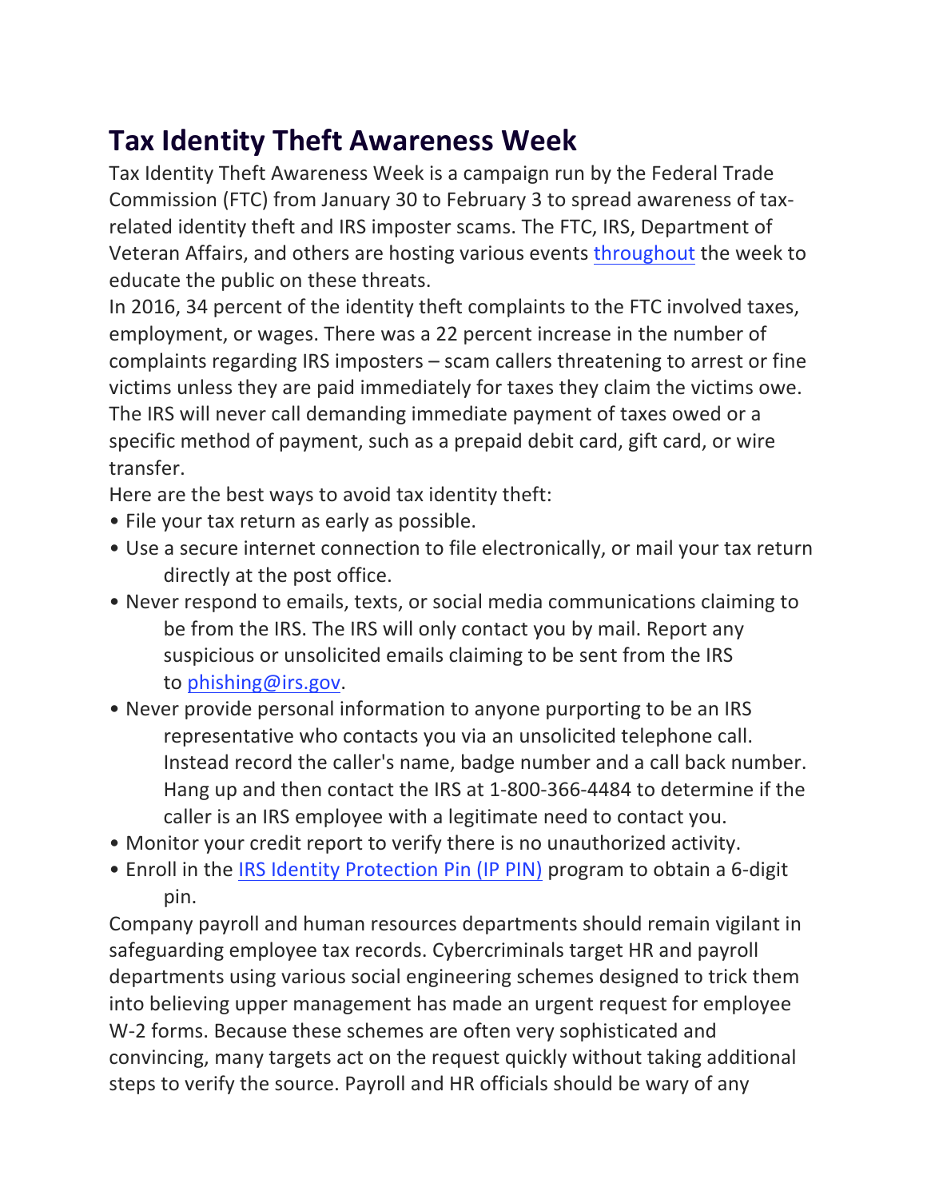# Tax Identity Theft Awareness Week

Tax Identity Theft Awareness Week is a campaign run by the Federal Trade Commission (FTC) from January 30 to February 3 to spread awareness of tax-related identity theft and IRS imposter scams. The FTC, IRS, Department of Veteran Affairs, and others are hosting various events throughout the week to educate the public on these threats.

In 2016, 34 percent of the identity theft complaints to the FTC involved taxes, employment, or wages. There was a 22 percent increase in the number of complaints regarding IRS imposters – scam callers threatening to arrest or fine victims unless they are paid immediately for taxes they claim the victims owe. The IRS will never call demanding immediate payment of taxes owed or a specific method of payment, such as a prepaid debit card, gift card, or wire transfer.

Here are the best ways to avoid tax identity theft:

- File your tax return as early as possible.
- Use a secure internet connection to file electronically, or mail your tax return directly at the post office.
- Never respond to emails, texts, or social media communications claiming to be from the IRS. The IRS will only contact you by mail. Report any suspicious or unsolicited emails claiming to be sent from the IRS to phishing@irs.gov.
- Never provide personal information to anyone purporting to be an IRS representative who contacts you via an unsolicited telephone call. Instead record the caller's name, badge number and a call back number. Hang up and then contact the IRS at 1-800-366-4484 to determine if the caller is an IRS employee with a legitimate need to contact you.
- Monitor your credit report to verify there is no unauthorized activity.
- Enroll in the IRS Identity Protection Pin (IP PIN) program to obtain a 6-digit pin.

Company payroll and human resources departments should remain vigilant in safeguarding employee tax records. Cybercriminals target HR and payroll departments using various social engineering schemes designed to trick them into believing upper management has made an urgent request for employee W-2 forms. Because these schemes are often very sophisticated and convincing, many targets act on the request quickly without taking additional steps to verify the source. Payroll and HR officials should be wary of any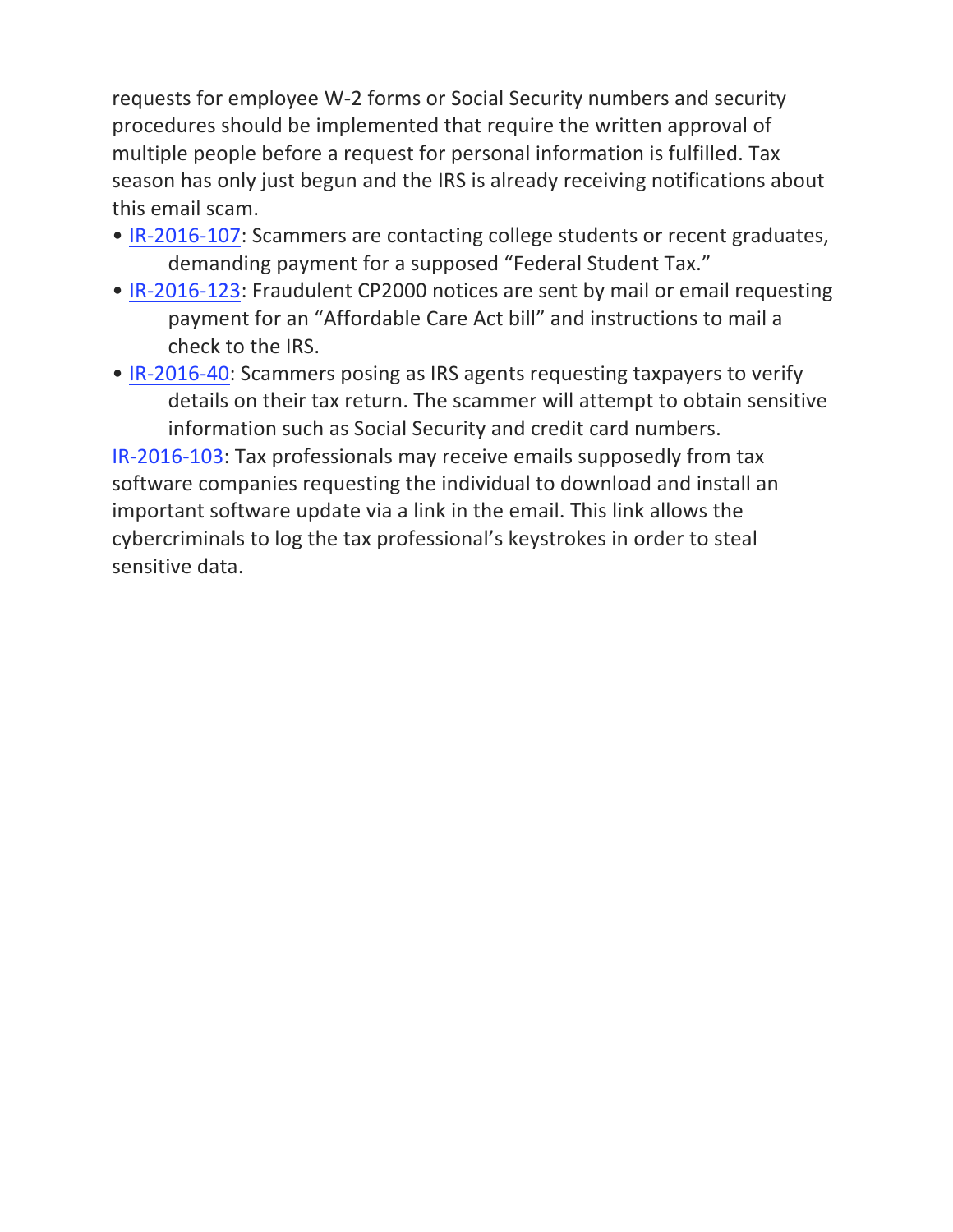requests for employee W-2 forms or Social Security numbers and security procedures should be implemented that require the written approval of multiple people before a request for personal information is fulfilled. Tax season has only just begun and the IRS is already receiving notifications about this email scam.

- IR-2016-107: Scammers are contacting college students or recent graduates, demanding payment for a supposed "Federal Student Tax."
- IR-2016-123: Fraudulent CP2000 notices are sent by mail or email requesting payment for an "Affordable Care Act bill" and instructions to mail a check to the IRS.
- IR-2016-40: Scammers posing as IRS agents requesting taxpayers to verify details on their tax return. The scammer will attempt to obtain sensitive information such as Social Security and credit card numbers.

IR-2016-103: Tax professionals may receive emails supposedly from tax software companies requesting the individual to download and install an important software update via a link in the email. This link allows the cybercriminals to log the tax professional's keystrokes in order to steal sensitive data.